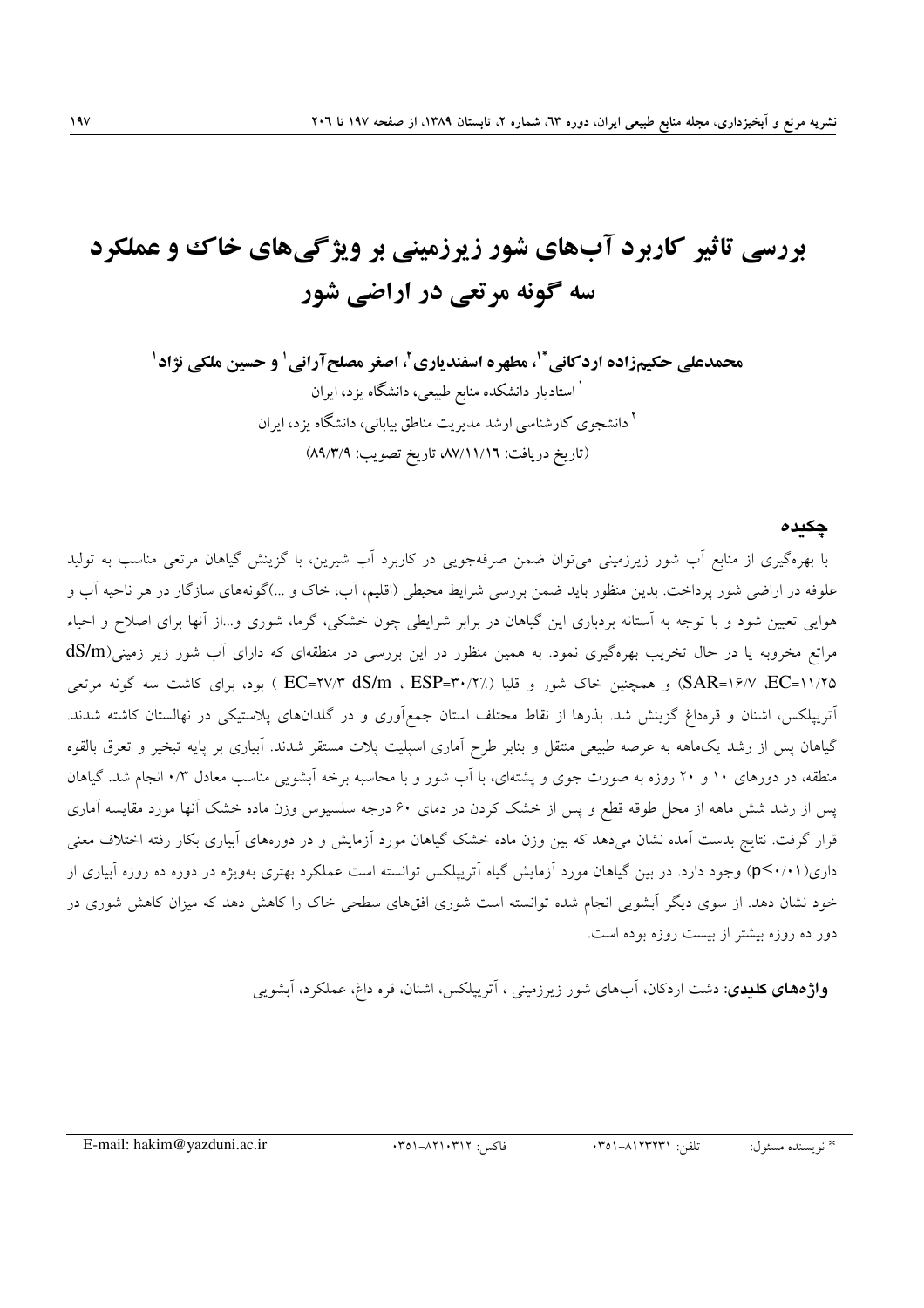# بررسی تاثیر کاربرد آب‌های شور زیرزمینی بر ویژگی‌های خاک و عملکرد سه گونه مرتعی در اراضی شور

**محمدعلی حکیم‌زاده اردکانی\*[1]، مطهره اسفندیاری[2]، اصغر مصلح‌آرانی[1] و حسین ملکی نژاد[1]**

[1] استادیار دانشکده منابع طبیعی، دانشگاه یزد، ایران

[2] دانشجوی کارشناسی ارشد مدیریت مناطق بیابانی، دانشگاه یزد، ایران

(تاریخ دریافت: ۸۷/۱۱/۱۶، تاریخ تصویب: ۸۹/۳/۹)

## چکیده

با بهره‌گیری از منابع آب شور زیرزمینی می‌توان ضمن صرفه‌جویی در کاربرد آب شیرین، با گزینش گیاهان مرتعی مناسب به تولید علوفه در اراضی شور پرداخت. بدین منظور باید ضمن بررسی شرایط محیطی (اقلیم، آب، خاک و ...)گونه‌های سازگار در هر ناحیه آب و هوایی تعیین شود و با توجه به آستانه بردباری این گیاهان در برابر شرایطی چون خشکی، گرما، شوری و...از آنها برای اصلاح و احیاء مراتع مخروبه یا در حال تخریب بهره‌گیری نمود. به همین منظور در این بررسی در منطقه‌ای که دارای آب شور زیر زمینی(dS/m EC=۱۱/۲۵، SAR=۱۶/۷) و همچنین خاک شور و قلیا (EC=۲۷/۳ dS/m ، ESP=۳۰/۲٪ ) بود، برای کاشت سه گونه مرتعی آتریپلکس، اشنان و قره‌داغ گزینش شد. بذرها از نقاط مختلف استان جمع‌آوری و در گلدان‌های پلاستیکی در نهالستان کاشته شدند. گیاهان پس از رشد یک‌ماهه به عرصه طبیعی منتقل و بنابر طرح آماری اسپلیت پلات مستقر شدند. آبیاری بر پایه تبخیر و تعرق بالقوه منطقه، در دورهای ۱۰ و ۲۰ روزه به صورت جوی و پشته‌ای، با آب شور و با محاسبه برخه آبشویی مناسب معادل ۰/۳ انجام شد. گیاهان پس از رشد شش ماهه از محل طوقه قطع و پس از خشک کردن در دمای ۶۰ درجه سلسیوس وزن ماده خشک آنها مورد مقایسه آماری قرار گرفت. نتایج بدست آمده نشان می‌دهد که بین وزن ماده خشک گیاهان مورد آزمایش و در دوره‌های آبیاری بکار رفته اختلاف معنی داری($p<0/01$) وجود دارد. در بین گیاهان مورد آزمایش گیاه آتریپلکس توانسته است عملکرد بهتری به‌ویژه در دوره ده روزه آبیاری از خود نشان دهد. از سوی دیگر آبشویی انجام شده توانسته است شوری افق‌های سطحی خاک را کاهش دهد که میزان کاهش شوری در دور ده روزه بیشتر از بیست روزه بوده است.

**واژه‌های کلیدی**: دشت اردکان، آب‌های شور زیرزمینی ، آتریپلکس، اشنان، قره داغ، عملکرد، آبشویی

---

\* نویسنده مسئول: تلفن: ۰۳۵۱-۸۱۲۳۲۳۱ فاکس: ۰۳۵۱-۸۲۱۰۳۱۲ E-mail: hakim@yazduni.ac.ir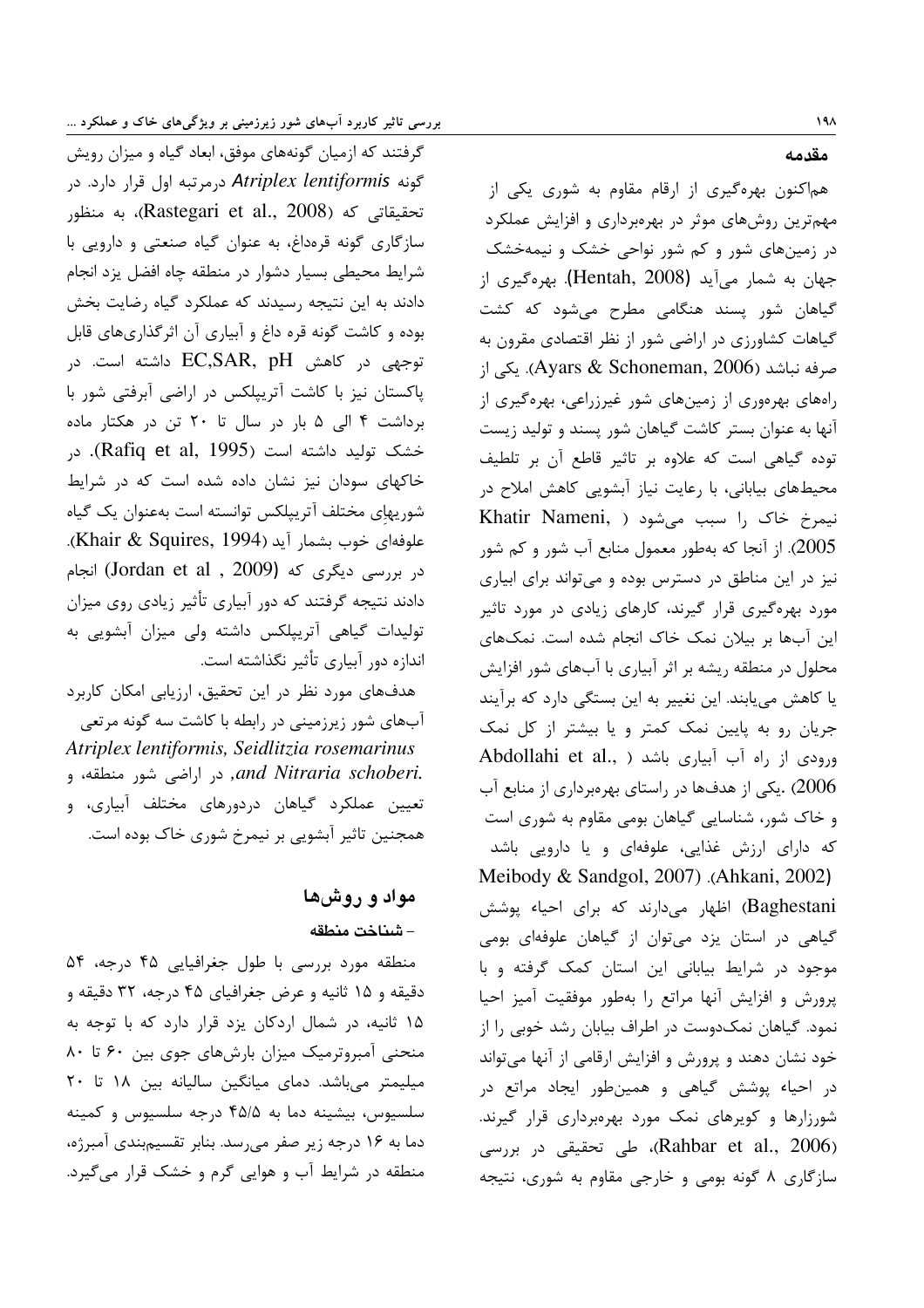## مقدمه

هم‌اکنون بهره‌گیری از ارقام مقاوم به شوری یکی از مهم‌ترین روش‌های موثر در بهره‌برداری و افزایش عملکرد در زمین‌های شور و کم شور نواحی خشک و نیمه‌خشک جهان به شمار می‌آید (Hentah, 2008). بهره‌گیری از گیاهان شور پسند هنگامی مطرح می‌شود که کشت گیاهات کشاورزی در اراضی شور از نظر اقتصادی مقرون به صرفه نباشد (Ayars & Schoneman, 2006). یکی از راه‌های بهره‌وری از زمین‌های شور غیرزراعی، بهره‌گیری از آنها به عنوان بستر کاشت گیاهان شور پسند و تولید زیست توده گیاهی است که علاوه بر تاثیر قاطع آن بر تلطیف محیط‌های بیابانی، با رعایت نیاز آبشویی کاهش املاح در نیمرخ خاک را سبب می‌شود (Khatir Nameni, 2005). از آنجا که به‌طور معمول منابع آب شور و کم شور نیز در این مناطق در دسترس بوده و می‌تواند برای ابیاری مورد بهره‌گیری قرار گیرند، کارهای زیادی در مورد تاثیر این آب‌ها بر بیلان نمک خاک انجام شده است. نمک‌های محلول در منطقه ریشه بر اثر آبیاری با آب‌های شور افزایش یا کاهش می‌یابند. این تغییر به این بستگی دارد که برآیند جریان رو به پایین نمک کمتر و یا بیشتر از کل نمک ورودی از راه آب آبیاری باشد (Abdollahi et al., 2006) .یکی از هدف‌ها در راستای بهره‌برداری از منابع آب و خاک شور، شناسایی گیاهان بومی مقاوم به شوری است که دارای ارزش غذایی، علوفه‌ای و یا دارویی باشد Meibody & Sandgol, 2007) .(Ahkani, 2002) (Baghestani اظهار می‌دارند که برای احیاء پوشش گیاهی در استان یزد می‌توان از گیاهان علوفه‌ای بومی موجود در شرایط بیابانی این استان کمک گرفته و با پرورش و افزایش آنها مراتع را به‌طور موفقیت آمیز احیا نمود. گیاهان نمک‌دوست در اطراف بیابان رشد خوبی را از خود نشان دهند و پرورش و افزایش ارقامی از آنها می‌تواند در احیاء پوشش گیاهی و همین‌طور ایجاد مراتع در شورزارها و کویرهای نمک مورد بهره‌برداری قرار گیرند. (Rahbar et al., 2006)، طی تحقیقی در بررسی سازگاری ۸ گونه بومی و خارجی مقاوم به شوری، نتیجه گرفتند که ازمیان گونه‌های موفق، ابعاد گیاه و میزان رویش گونه *Atriplex lentiformis* درمرتبه اول قرار دارد. در تحقیقاتی که (Rastegari et al., 2008)، به منظور سازگاری گونه قره‌داغ، به عنوان گیاه صنعتی و دارویی با شرایط محیطی بسیار دشوار در منطقه چاه افضل یزد انجام دادند به این نتیجه رسیدند که عملکرد گیاه رضایت بخش بوده و کاشت گونه قره داغ و آبیاری آن اثرگذاری‌های قابل توجهی در کاهش EC,SAR, pH داشته است. در پاکستان نیز با کاشت آتریپلکس در اراضی آبرفتی شور با برداشت ۴ الی ۵ بار در سال تا ۲۰ تن در هکتار ماده خشک تولید داشته است (Rafiq et al, 1995). در خاکهای سودان نیز نشان داده شده است که در شرایط شوریهاِی مختلف آتریپلکس توانسته است به‌عنوان یک گیاه علوفه‌ای خوب بشمار آید (Khair & Squires, 1994). در بررسی دیگری که (Jordan et al , 2009) انجام دادند نتیجه گرفتند که دور آبیاری تأثیر زیادی روی میزان تولیدات گیاهی آتریپلکس داشته ولی میزان آبشویی به اندازه دور آبیاری تأثیر نگذاشته است.

هدف‌های مورد نظر در این تحقیق، ارزیابی امکان کاربرد آب‌های شور زیرزمینی در رابطه با کاشت سه گونه مرتعی *Atriplex lentiformis, Seidlitzia rosemarinus and Nitraria schoberi.*, در اراضی شور منطقه، و تعیین عملکرد گیاهان دردورهای مختلف آبیاری، و همچنین تاثیر آبشویی بر نیمرخ شوری خاک بوده است.

## مواد و روش‌ها

### - شناخت منطقه

منطقه مورد بررسی با طول جغرافیایی ۴۵ درجه، ۵۴ دقیقه و ۱۵ ثانیه و عرض جغرافیای ۴۵ درجه، ۳۲ دقیقه و ۱۵ ثانیه، در شمال اردکان یزد قرار دارد که با توجه به منحنی آمبروترمیک میزان بارش‌های جوی بین ۶۰ تا ۸۰ میلیمتر می‌باشد. دمای میانگین سالیانه بین ۱۸ تا ۲۰ سلسیوس، بیشینه دما به ۴۵/۵ درجه سلسیوس و کمینه دما به ۱۶ درجه زیر صفر می‌رسد. بنابر تقسیم‌بندی آمبرژه، منطقه در شرایط آب و هوایی گرم و خشک قرار می‌گیرد.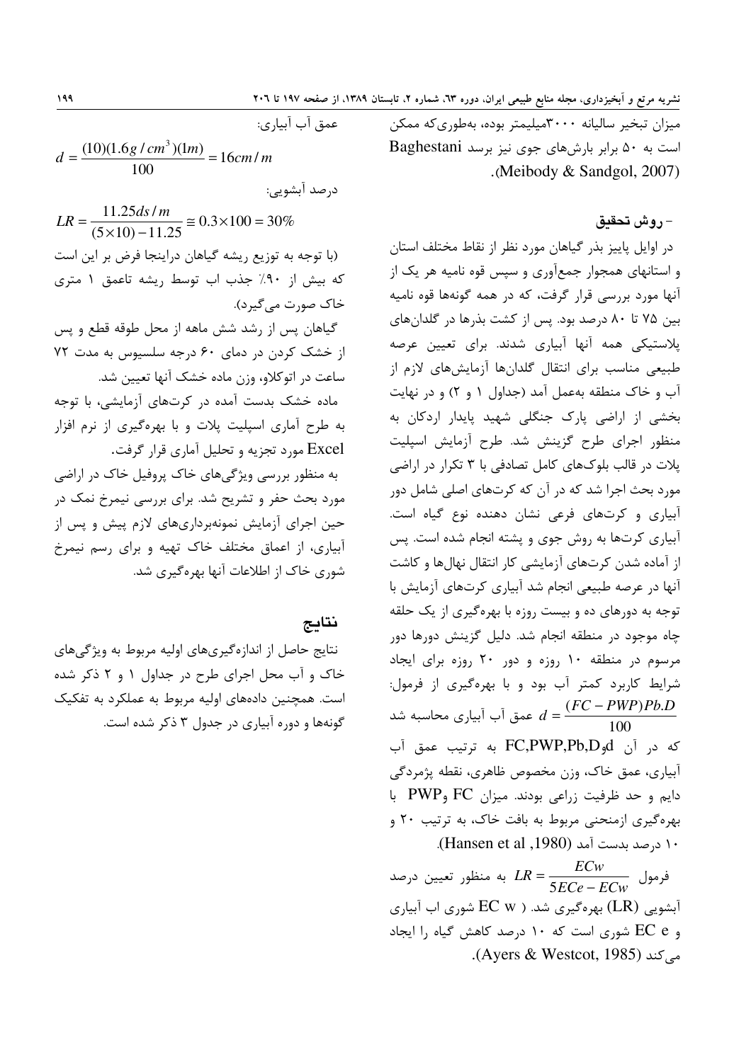میزان تبخیر سالیانه ۳۰۰۰میلیمتر بوده، به‌طوری‌که ممکن است به ۵۰ برابر بارش‌های جوی نیز برسد Baghestani (Meibody & Sandgol, 2007).

## - روش تحقیق

در اوایل پاییز بذر گیاهان مورد نظر از نقاط مختلف استان و استانهای همجوار جمع‌آوری و سپس قوه نامیه هر یک از آنها مورد بررسی قرار گرفت، که در همه گونه‌ها قوه نامیه بین ۷۵ تا ۸۰ درصد بود. پس از کشت بذرها در گلدان‌های پلاستیکی همه آنها آبیاری شدند. برای تعیین عرصه طبیعی مناسب برای انتقال گلدان‌ها آزمایش‌های لازم از آب و خاک منطقه به‌عمل آمد (جداول ۱ و ۲) و در نهایت بخشی از اراضی پارک جنگلی شهید پایدار اردکان به منظور اجرای طرح گزینش شد. طرح آزمایش اسپلیت پلات در قالب بلوک‌های کامل تصادفی با ۳ تکرار در اراضی مورد بحث اجرا شد که در آن که کرت‌های اصلی شامل دور آبیاری و کرت‌های فرعی نشان دهنده نوع گیاه است. آبیاری کرت‌ها به روش جوی و پشته انجام شده است. پس از آماده شدن کرت‌های آزمایشی کار انتقال نهال‌ها و کاشت آنها در عرصه طبیعی انجام شد آبیاری کرت‌های آزمایش با توجه به دورهای ده و بیست روزه با بهره‌گیری از یک حلقه چاه موجود در منطقه انجام شد. دلیل گزینش دورها دور مرسوم در منطقه ۱۰ روزه و دور ۲۰ روزه برای ایجاد شرایط کاربرد کمتر آب بود و با بهره‌گیری از فرمول: $d=\frac{(FC-PWP)Pb.D}{100}$ عمق آب آبیاری محاسبه شد که در آن FC,PWP,Pb,D وd به ترتیب عمق آب آبیاری، عمق خاک، وزن مخصوص ظاهری، نقطه پژمردگی دایم و حد ظرفیت زراعی بودند. میزان FC وPWP با بهره‌گیری ازمنحنی مربوط به بافت خاک، به ترتیب ۲۰ و ۱۰ درصد بدست آمد (Hansen et al ,1980).

فرمول $LR=\frac{ECw}{5ECe-ECw}$ به منظور تعیین درصد آبشویی (LR) بهره‌گیری شد. ( EC w شوری اب آبیاری و EC e شوری است که ۱۰ درصد کاهش گیاه را ایجاد می‌کند (Ayers & Westcot, 1985).

عمق آب آبیاری:

$$d=\frac{(10)(1.6g/cm^3)(1m)}{100}=16cm/m$$

درصد آبشویی:

$$LR=\frac{11.25ds/m}{(5\times10)-11.25}\cong 0.3\times100=30\%$$

(با توجه به توزیع ریشه گیاهان دراینجا فرض بر این است که بیش از ۹۰٪ جذب اب توسط ریشه تاعمق ۱ متری خاک صورت می‌گیرد).

گیاهان پس از رشد شش ماهه از محل طوقه قطع و پس از خشک کردن در دمای ۶۰ درجه سلسیوس به مدت ۷۲ ساعت در اتوکلاو، وزن ماده خشک آنها تعیین شد.

ماده خشک بدست آمده در کرت‌های آزمایشی، با توجه به طرح آماری اسپلیت پلات و با بهره‌گیری از نرم افزار Excel مورد تجزیه و تحلیل آماری قرار گرفت.

به منظور بررسی ویژگی‌های خاک پروفیل خاک در اراضی مورد بحث حفر و تشریح شد. برای بررسی نیمرخ نمک در حین اجرای آزمایش نمونه‌برداری‌های لازم پیش و پس از آبیاری، از اعماق مختلف خاک تهیه و برای رسم نیمرخ شوری خاک از اطلاعات آنها بهره‌گیری شد.

## نتایج

نتایج حاصل از اندازه‌گیری‌های اولیه مربوط به ویژگی‌های خاک و آب محل اجرای طرح در جداول ۱ و ۲ ذکر شده است. همچنین داده‌های اولیه مربوط به عملکرد به تفکیک گونه‌ها و دوره آبیاری در جدول ۳ ذکر شده است.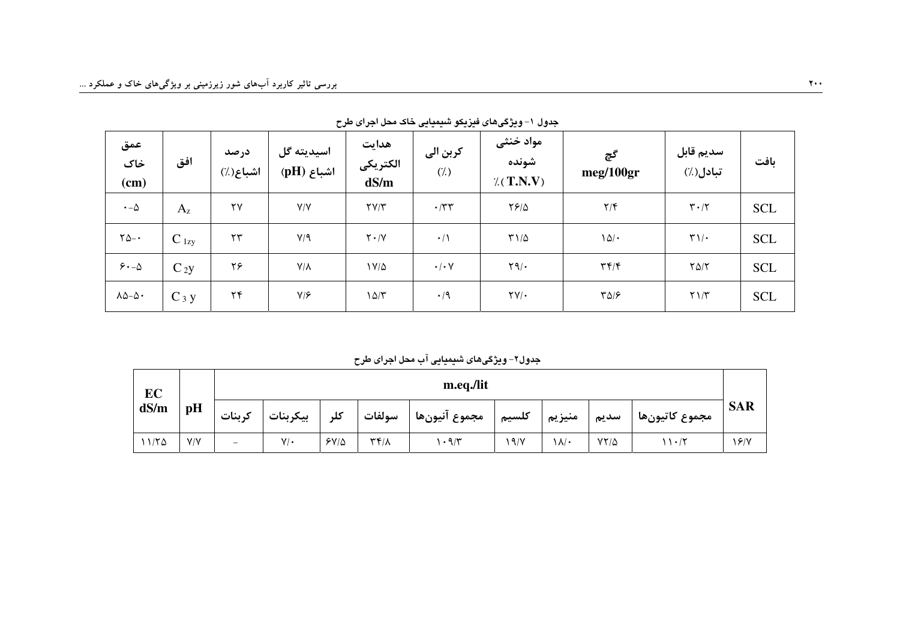جدول ۱- ویژگی‌های فیزیکو شیمیایی خاک محل اجرای طرح

| عمق خاک (cm) | افق | درصد اشباع(٪) | اسیدیته گل اشباع (pH) | هدایت الکتریکی dS/m | کربن الی (٪) | مواد خنثی شونده ٪(T.N.V) | گچ meg/100gr | سدیم قابل تبادل(٪) | بافت |
|---|---|---|---|---|---|---|---|---|---|
| ۰-۵ | $A_z$ | ۲۷ | ۷/۷ | ۲۷/۳ | ۰/۳۳ | ۲۶/۵ | ۲/۴ | ۳۰/۲ | SCL |
| ۲۵-۰ | $C_{1zy}$ | ۲۳ | ۷/۹ | ۲۰/۷ | ۰/۱ | ۳۱/۵ | ۱۵/۰ | ۳۱/۰ | SCL |
| ۶۰-۵ | $C_{2}y$ | ۲۶ | ۷/۸ | ۱۷/۵ | ۰/۰۷ | ۲۹/۰ | ۳۴/۴ | ۲۵/۲ | SCL |
| ۸۵-۵۰ | $C_{3}$ y | ۲۴ | ۷/۶ | ۱۵/۳ | ۰/۹ | ۲۷/۰ | ۳۵/۶ | ۲۱/۳ | SCL |

جدول۲- ویژگی‌های شیمیایی آب محل اجرای طرح

| EC dS/m | pH | m.eq./lit | | | | | | | | | SAR |
|---|---|---|---|---|---|---|---|---|---|---|---|
| | | کربنات | بیکربنات | کلر | سولفات | مجموع آنیون‌ها | کلسیم | منیزیم | سدیم | مجموع کاتیون‌ها | |
| ۱۱/۲۵ | ۷/۷ | - | ۷/۰ | ۶۷/۵ | ۳۴/۸ | ۱۰۹/۳ | ۱۹/۷ | ۱۸/۰ | ۷۲/۵ | ۱۱۰/۲ | ۱۶/۷ |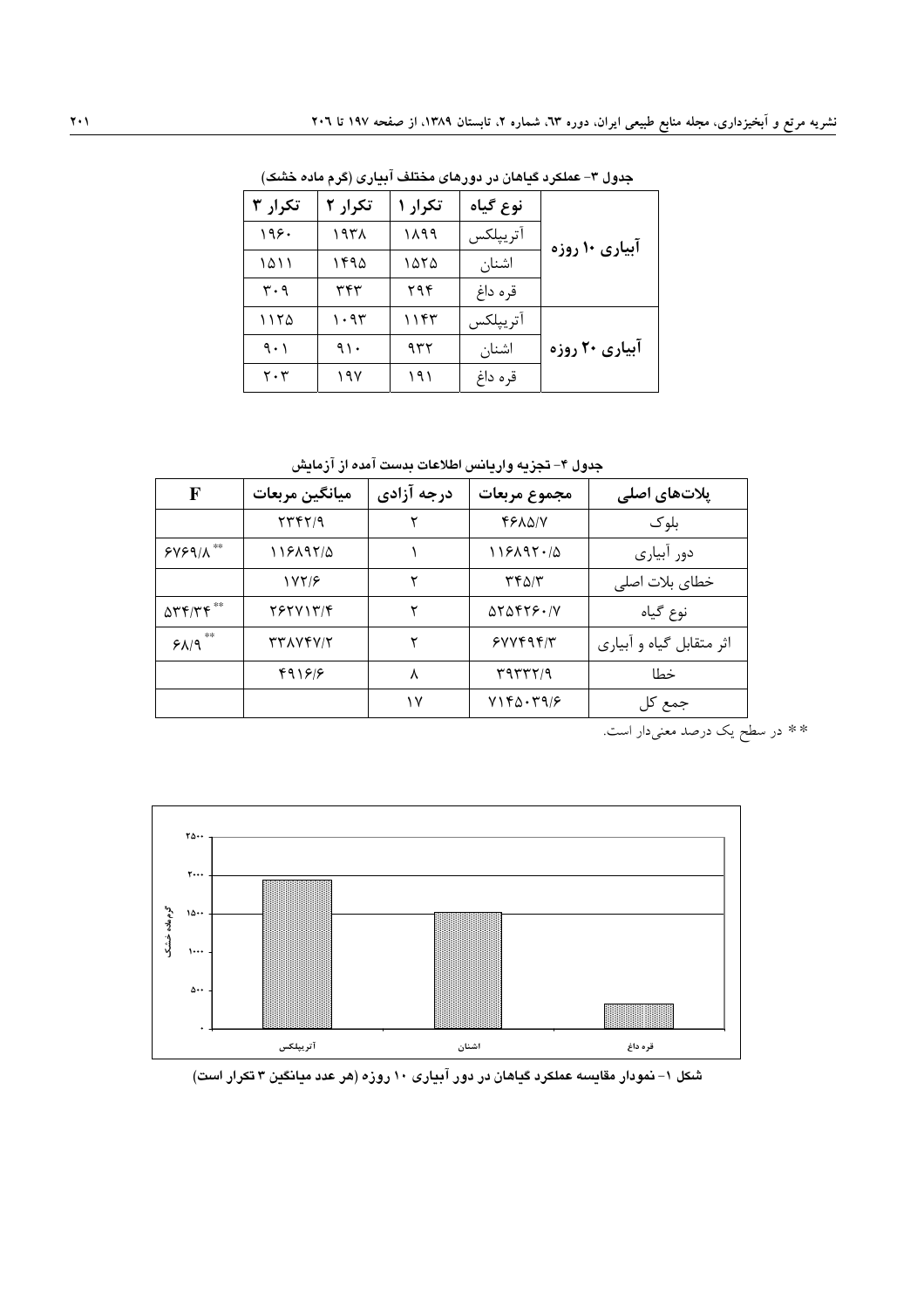جدول ۳- عملکرد گیاهان در دورهای مختلف آبیاری (گرم ماده خشک)

| | نوع گیاه | تکرار ۱ | تکرار ۲ | تکرار ۳ |
|---|---|---|---|---|
| آبیاری ۱۰ روزه | آتریپلکس | ۱۸۹۹ | ۱۹۳۸ | ۱۹۶۰ |
| | اشنان | ۱۵۲۵ | ۱۴۹۵ | ۱۵۱۱ |
| | قره داغ | ۲۹۴ | ۳۴۳ | ۳۰۹ |
| آبیاری ۲۰ روزه | آتریپلکس | ۱۱۴۳ | ۱۰۹۳ | ۱۱۲۵ |
| | اشنان | ۹۳۲ | ۹۱۰ | ۹۰۱ |
| | قره داغ | ۱۹۱ | ۱۹۷ | ۲۰۳ |

جدول ۴- تجزیه واریانس اطلاعات بدست آمده از آزمایش

| پلات‌های اصلی | مجموع مربعات | درجه آزادی | میانگین مربعات | F |
|---|---|---|---|---|
| بلوک | ۴۶۸۵/۷ | ۲ | ۲۳۴۲/۹ | |
| دور آبیاری | ۱۱۶۸۹۲۰/۵ | ۱ | ۱۱۶۸۹۲/۵ | ۶۷۶۹/۸ ** |
| خطای بلات اصلی | ۳۴۵/۳ | ۲ | ۱۷۲/۶ | |
| نوع گیاه | ۵۲۵۴۲۶۰/۷ | ۲ | ۲۶۲۷۱۳/۴ | ۵۳۴/۳۴ ** |
| اثر متقابل گیاه و آبیاری | ۶۷۷۴۹۴/۳ | ۲ | ۳۳۸۷۴۷/۲ | ۶۸/۹ ** |
| خطا | ۳۹۳۳۲/۹ | ۸ | ۴۹۱۶/۶ | |
| جمع کل | ۷۱۴۵۰۳۹/۶ | ۱۷ | | |

** در سطح یک درصد معنی‌دار است.

شکل ۱- نمودار مقایسه عملکرد گیاهان در دور آبیاری ۱۰ روزه (هر عدد میانگین ۳ تکرار است)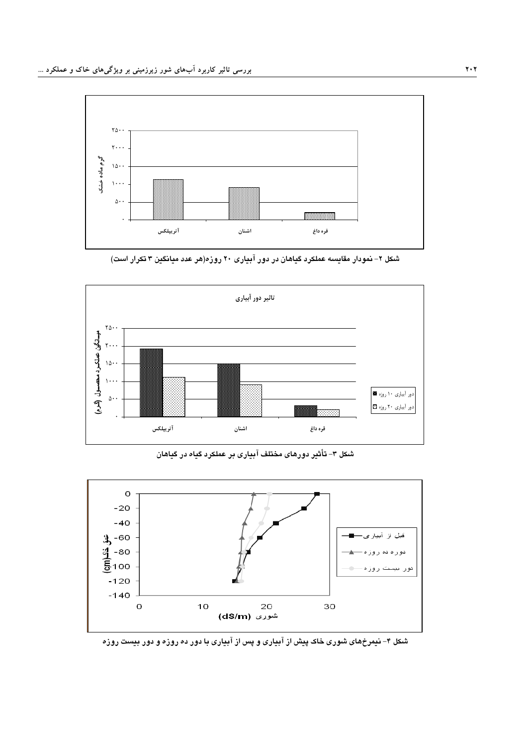شکل ۲- نمودار مقایسه عملکرد گیاهان در دور آبیاری ۲۰ روزه(هر عدد میانگین ۳ تکرار است)

شکل ۳- تأثیر دورهای مختلف آبیاری بر عملکرد گیاه در گیاهان

شکل ۴- نیمرخ‌های شوری خاک پیش از آبیاری و پس از آبیاری با دور ده روزه و دور بیست روزه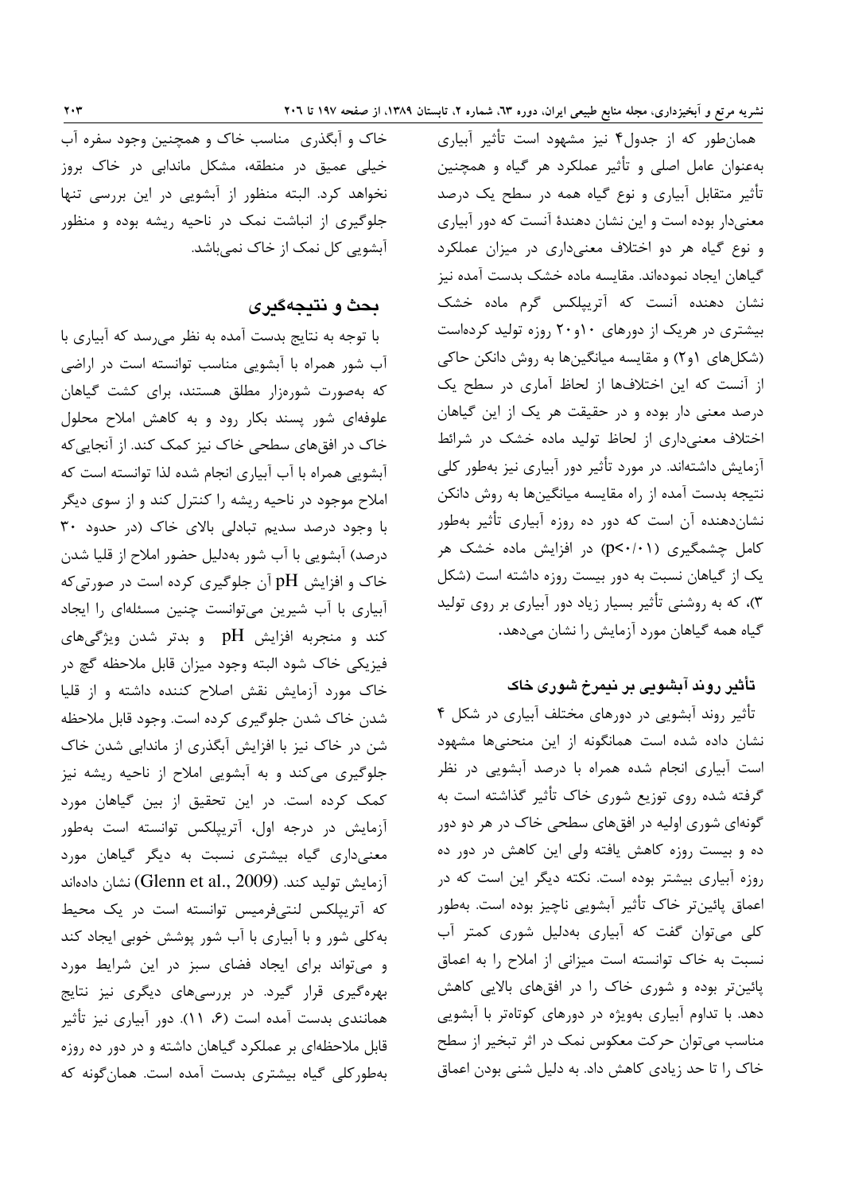همان‌طور که از جدول۴ نیز مشهود است تأثیر آبیاری به‌عنوان عامل اصلی و تأثیر عملکرد هر گیاه و همچنین تأثیر متقابل آبیاری و نوع گیاه همه در سطح یک درصد معنی‌دار بوده است و این نشان دهندهٔ آنست که دور آبیاری و نوع گیاه هر دو اختلاف معنی‌داری در میزان عملکرد گیاهان ایجاد نموده‌اند. مقایسه ماده خشک بدست آمده نیز نشان دهنده آنست که آتریپلکس گرم ماده خشک بیشتری در هریک از دورهای ۱۰و۲۰ روزه تولید کرده‌است (شکل‌های ۱و۲) و مقایسه میانگین‌ها به روش دانکن حاکی از آنست که این اختلاف‌ها از لحاظ آماری در سطح یک درصد معنی دار بوده و در حقیقت هر یک از این گیاهان اختلاف معنی‌داری از لحاظ تولید ماده خشک در شرائط آزمایش داشته‌اند. در مورد تأثیر دور آبیاری نیز به‌طور کلی نتیجه بدست آمده از راه مقایسه میانگین‌ها به روش دانکن نشان‌دهنده آن است که دور ده روزه آبیاری تأثیر به‌طور کامل چشمگیری ($p<0/01$) در افزایش ماده خشک هر یک از گیاهان نسبت به دور بیست روزه داشته است (شکل ۳)، که به روشنی تأثیر بسیار زیاد دور آبیاری بر روی تولید گیاه همه گیاهان مورد آزمایش را نشان می‌دهد.

### تأثیر روند آبشویی بر نیمرخ شوری خاک

تأثیر روند آبشویی در دورهای مختلف آبیاری در شکل ۴ نشان داده شده است همانگونه از این منحنی‌ها مشهود است آبیاری انجام شده همراه با درصد آبشویی در نظر گرفته شده روی توزیع شوری خاک تأثیر گذاشته است به گونه‌ای شوری اولیه در افق‌های سطحی خاک در هر دو دور ده و بیست روزه کاهش یافته ولی این کاهش در دور ده روزه آبیاری بیشتر بوده است. نکته دیگر این است که در اعماق پائین‌تر خاک تأثیر آبشویی ناچیز بوده است. به‌طور کلی می‌توان گفت که آبیاری به‌دلیل شوری کمتر آب نسبت به خاک توانسته است میزانی از املاح را به اعماق پائین‌تر بوده و شوری خاک را در افق‌های بالایی کاهش دهد. با تداوم آبیاری بویژه در دورهای کوتاه‌تر با آبشویی مناسب می‌توان حرکت معکوس نمک در اثر تبخیر از سطح خاک را تا حد زیادی کاهش داد. به دلیل شنی بودن اعماق خاک و آبگذری مناسب خاک و همچنین وجود سفره آب خیلی عمیق در منطقه، مشکل ماندابی در خاک بروز نخواهد کرد. البته منظور از آبشویی در این بررسی تنها جلوگیری از انباشت نمک در ناحیه ریشه بوده و منظور آبشویی کل نمک از خاک نمی‌باشد.

## بحث و نتیجه‌گیری

با توجه به نتایج بدست آمده به نظر می‌رسد که آبیاری با آب شور همراه با آبشویی مناسب توانسته است در اراضی که به‌صورت شوره‌زار مطلق هستند، برای کشت گیاهان علوفه‌ای شور پسند بکار رود و به کاهش املاح محلول خاک در افق‌های سطحی خاک نیز کمک کند. از آنجایی‌که آبشویی همراه با آب آبیاری انجام شده لذا توانسته است که املاح موجود در ناحیه ریشه را کنترل کند و از سوی دیگر با وجود درصد سدیم تبادلی بالای خاک (در حدود ۳۰ درصد) آبشویی با آب شور به‌دلیل حضور املاح از قلیا شدن خاک و افزایش pH آن جلوگیری کرده است در صورتی‌که آبیاری با آب شیرین می‌توانست چنین مسئله‌ای را ایجاد کند و منجربه افزایش pH و بدتر شدن ویژگی‌های فیزیکی خاک شود البته وجود میزان قابل ملاحظه گچ در خاک مورد آزمایش نقش اصلاح کننده داشته و از قلیا شدن خاک جلوگیری کرده است. وجود قابل ملاحظه شن در خاک نیز با افزایش آبگذری از ماندابی شدن خاک جلوگیری می‌کند و به آبشویی املاح از ناحیه ریشه نیز کمک کرده است. در این تحقیق از بین گیاهان مورد آزمایش در درجه اول، آتریپلکس توانسته است به‌طور معنی‌داری گیاه بیشتری نسبت به دیگر گیاهان مورد آزمایش تولید کند. (Glenn et al., 2009) نشان داده‌اند که آتریپلکس لنتی‌فرمیس توانسته است در یک محیط به‌کلی شور و با آبیاری با آب شور پوشش خوبی ایجاد کند و می‌تواند برای ایجاد فضای سبز در این شرایط مورد بهره‌گیری قرار گیرد. در بررسی‌های دیگری نیز نتایج همانندی بدست آمده است (۶، ۱۱). دور آبیاری نیز تأثیر قابل ملاحظه‌ای بر عملکرد گیاهان داشته و در دور ده روزه به‌طورکلی گیاه بیشتری بدست آمده است. همان‌گونه که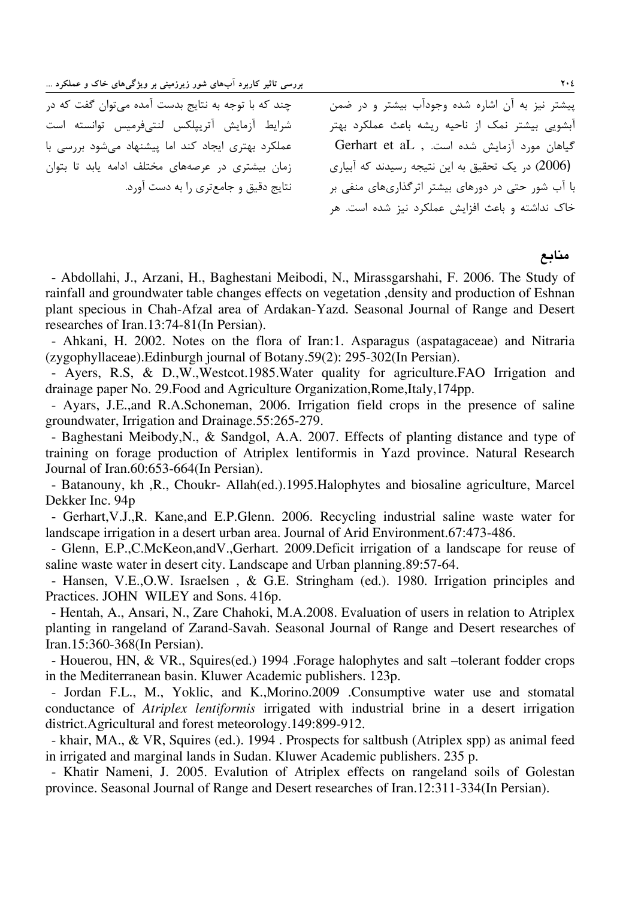پیشتر نیز به آن اشاره شده وجودآب بیشتر و در ضمن آبشویی بیشتر نمک از ناحیه ریشه باعث عملکرد بهتر گیاهان مورد آزمایش شده است. Gerhart et aL , (2006) در یک تحقیق به این نتیجه رسیدند که آبیاری با آب شور حتی در دورهای بیشتر اثرگذاری‌های منفی بر خاک نداشته و باعث افزایش عملکرد نیز شده است. هر چند که با توجه به نتایج بدست آمده می‌توان گفت که در شرایط آزمایش آتریپلکس لنتی‌فرمیس توانسته است عملکرد بهتری ایجاد کند اما پیشنهاد می‌شود بررسی با زمان بیشتری در عرصه‌های مختلف ادامه یابد تا بتوان نتایج دقیق و جامع‌تری را به دست آورد.

## منابع

- Abdollahi, J., Arzani, H., Baghestani Meibodi, N., Mirassgarshahi, F. 2006. The Study of rainfall and groundwater table changes effects on vegetation ,density and production of Eshnan plant specious in Chah-Afzal area of Ardakan-Yazd. Seasonal Journal of Range and Desert researches of Iran.13:74-81(In Persian).
- Ahkani, H. 2002. Notes on the flora of Iran:1. Asparagus (aspatagaceae) and Nitraria (zygophyllaceae).Edinburgh journal of Botany.59(2): 295-302(In Persian).
- Ayers, R.S, & D.,W.,Westcot.1985.Water quality for agriculture.FAO Irrigation and drainage paper No. 29.Food and Agriculture Organization,Rome,Italy,174pp.
- Ayars, J.E.,and R.A.Schoneman, 2006. Irrigation field crops in the presence of saline groundwater, Irrigation and Drainage.55:265-279.
- Baghestani Meibody,N., & Sandgol, A.A. 2007. Effects of planting distance and type of training on forage production of Atriplex lentiformis in Yazd province. Natural Research Journal of Iran.60:653-664(In Persian).
- Batanouny, kh ,R., Choukr- Allah(ed.).1995.Halophytes and biosaline agriculture, Marcel Dekker Inc. 94p
- Gerhart,V.J.,R. Kane,and E.P.Glenn. 2006. Recycling industrial saline waste water for landscape irrigation in a desert urban area. Journal of Arid Environment.67:473-486.
- Glenn, E.P.,C.McKeon,andV.,Gerhart. 2009.Deficit irrigation of a landscape for reuse of saline waste water in desert city. Landscape and Urban planning.89:57-64.
- Hansen, V.E.,O.W. Israelsen , & G.E. Stringham (ed.). 1980. Irrigation principles and Practices. JOHN WILEY and Sons. 416p.
- Hentah, A., Ansari, N., Zare Chahoki, M.A.2008. Evaluation of users in relation to Atriplex planting in rangeland of Zarand-Savah. Seasonal Journal of Range and Desert researches of Iran.15:360-368(In Persian).
- Houerou, HN, & VR., Squires(ed.) 1994 .Forage halophytes and salt –tolerant fodder crops in the Mediterranean basin. Kluwer Academic publishers. 123p.
- Jordan F.L., M., Yoklic, and K.,Morino.2009 .Consumptive water use and stomatal conductance of *Atriplex lentiformis* irrigated with industrial brine in a desert irrigation district.Agricultural and forest meteorology.149:899-912.
- khair, MA., & VR, Squires (ed.). 1994 . Prospects for saltbush (Atriplex spp) as animal feed in irrigated and marginal lands in Sudan. Kluwer Academic publishers. 235 p.
- Khatir Nameni, J. 2005. Evalution of Atriplex effects on rangeland soils of Golestan province. Seasonal Journal of Range and Desert researches of Iran.12:311-334(In Persian).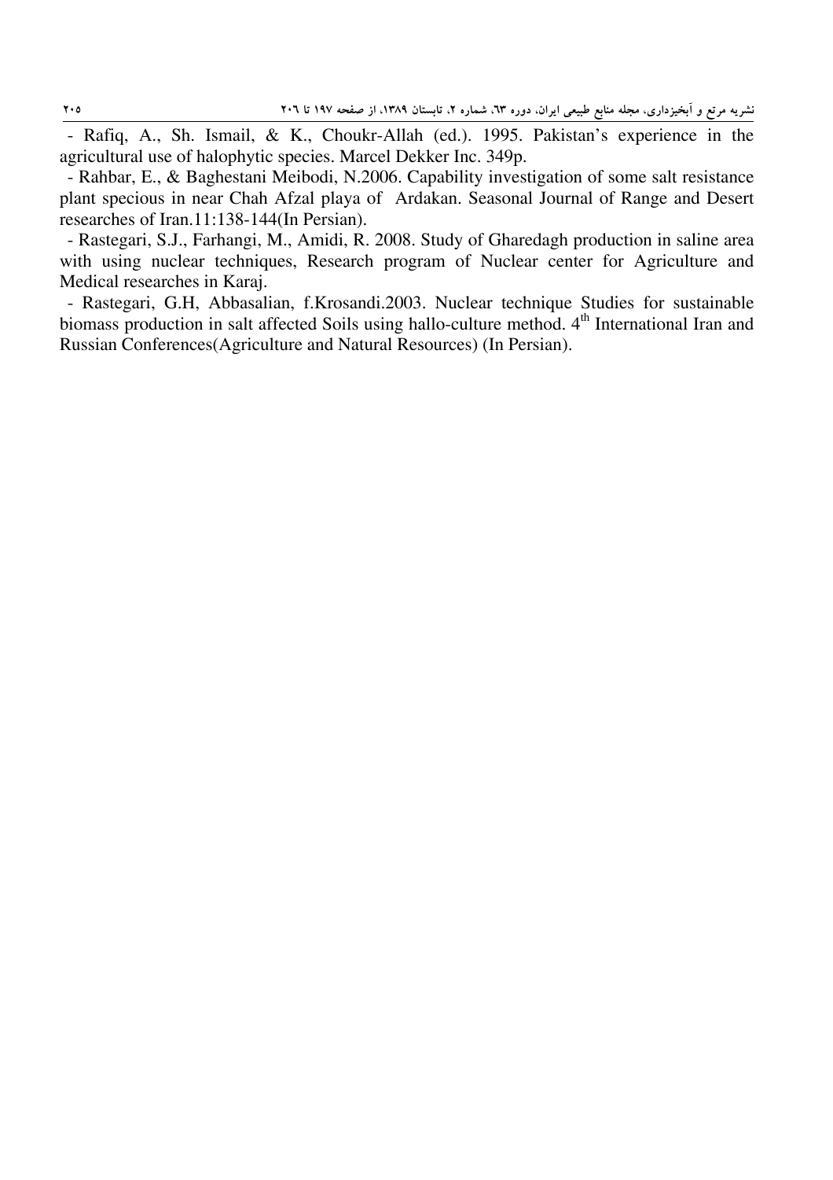- Rafiq, A., Sh. Ismail, & K., Choukr-Allah (ed.). 1995. Pakistan's experience in the agricultural use of halophytic species. Marcel Dekker Inc. 349p.

- Rahbar, E., & Baghestani Meibodi, N.2006. Capability investigation of some salt resistance plant specious in near Chah Afzal playa of Ardakan. Seasonal Journal of Range and Desert researches of Iran.11:138-144(In Persian).

- Rastegari, S.J., Farhangi, M., Amidi, R. 2008. Study of Gharedagh production in saline area with using nuclear techniques, Research program of Nuclear center for Agriculture and Medical researches in Karaj.

- Rastegari, G.H, Abbasalian, f.Krosandi.2003. Nuclear technique Studies for sustainable biomass production in salt affected Soils using hallo-culture method. 4th International Iran and Russian Conferences(Agriculture and Natural Resources) (In Persian).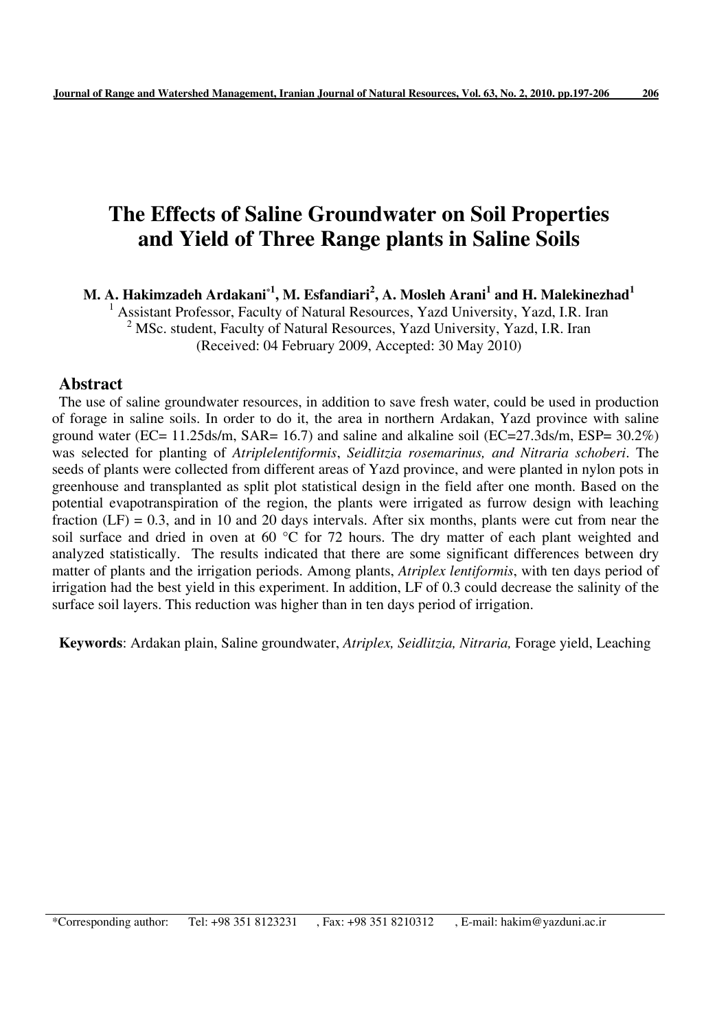# The Effects of Saline Groundwater on Soil Properties and Yield of Three Range plants in Saline Soils

**M. A. Hakimzadeh Ardakani*[1], M. Esfandiari[2], A. Mosleh Arani[1] and H. Malekinezhad[1]**

[1] Assistant Professor, Faculty of Natural Resources, Yazd University, Yazd, I.R. Iran
[2] MSc. student, Faculty of Natural Resources, Yazd University, Yazd, I.R. Iran
(Received: 04 February 2009, Accepted: 30 May 2010)

## Abstract

The use of saline groundwater resources, in addition to save fresh water, could be used in production of forage in saline soils. In order to do it, the area in northern Ardakan, Yazd province with saline ground water (EC= 11.25ds/m, SAR= 16.7) and saline and alkaline soil (EC=27.3ds/m, ESP= 30.2%) was selected for planting of *Atriplelentiformis*, *Seidlitzia rosemarinus, and Nitraria schoberi*. The seeds of plants were collected from different areas of Yazd province, and were planted in nylon pots in greenhouse and transplanted as split plot statistical design in the field after one month. Based on the potential evapotranspiration of the region, the plants were irrigated as furrow design with leaching fraction (LF) = 0.3, and in 10 and 20 days intervals. After six months, plants were cut from near the soil surface and dried in oven at 60 °C for 72 hours. The dry matter of each plant weighted and analyzed statistically. The results indicated that there are some significant differences between dry matter of plants and the irrigation periods. Among plants, *Atriplex lentiformis*, with ten days period of irrigation had the best yield in this experiment. In addition, LF of 0.3 could decrease the salinity of the surface soil layers. This reduction was higher than in ten days period of irrigation.

**Keywords**: Ardakan plain, Saline groundwater, *Atriplex, Seidlitzia, Nitraria,* Forage yield, Leaching

*Corresponding author: Tel: +98 351 8123231 , Fax: +98 351 8210312 , E-mail: hakim@yazduni.ac.ir